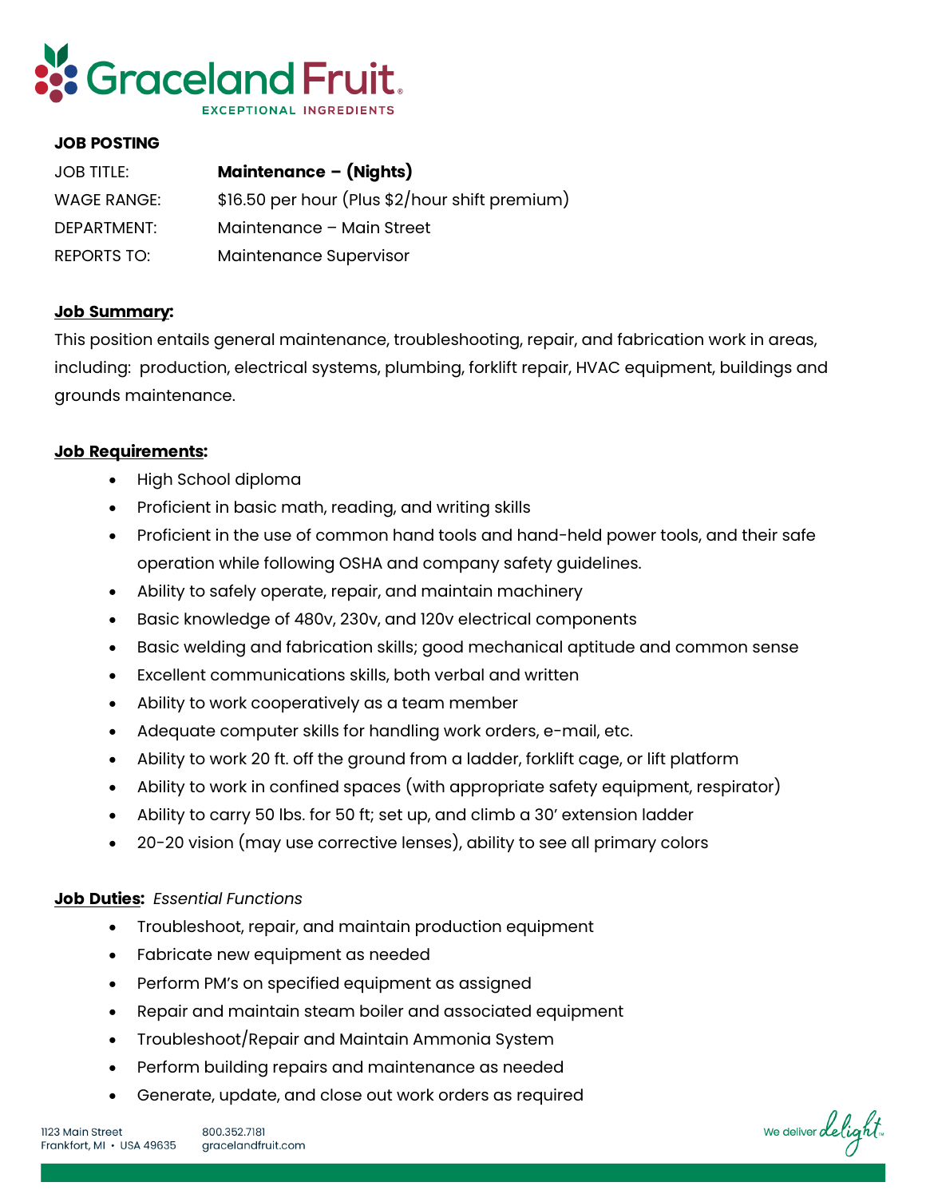# Graceland Fruit

EXCEPTIONAL INGREDIENTS

**JOB POSTING**

| | |
|---|---|
| JOB TITLE: | **Maintenance – (Nights)** |
| WAGE RANGE: | $16.50 per hour (Plus $2/hour shift premium) |
| DEPARTMENT: | Maintenance – Main Street |
| REPORTS TO: | Maintenance Supervisor |

## Job Summary:

This position entails general maintenance, troubleshooting, repair, and fabrication work in areas, including: production, electrical systems, plumbing, forklift repair, HVAC equipment, buildings and grounds maintenance.

## Job Requirements:

- High School diploma
- Proficient in basic math, reading, and writing skills
- Proficient in the use of common hand tools and hand-held power tools, and their safe operation while following OSHA and company safety guidelines.
- Ability to safely operate, repair, and maintain machinery
- Basic knowledge of 480v, 230v, and 120v electrical components
- Basic welding and fabrication skills; good mechanical aptitude and common sense
- Excellent communications skills, both verbal and written
- Ability to work cooperatively as a team member
- Adequate computer skills for handling work orders, e-mail, etc.
- Ability to work 20 ft. off the ground from a ladder, forklift cage, or lift platform
- Ability to work in confined spaces (with appropriate safety equipment, respirator)
- Ability to carry 50 lbs. for 50 ft; set up, and climb a 30' extension ladder
- 20-20 vision (may use corrective lenses), ability to see all primary colors

## Job Duties: *Essential Functions*

- Troubleshoot, repair, and maintain production equipment
- Fabricate new equipment as needed
- Perform PM's on specified equipment as assigned
- Repair and maintain steam boiler and associated equipment
- Troubleshoot/Repair and Maintain Ammonia System
- Perform building repairs and maintenance as needed
- Generate, update, and close out work orders as required

1123 Main Street
Frankfort, MI • USA 49635

800.352.7181
gracelandfruit.com

We deliver delight™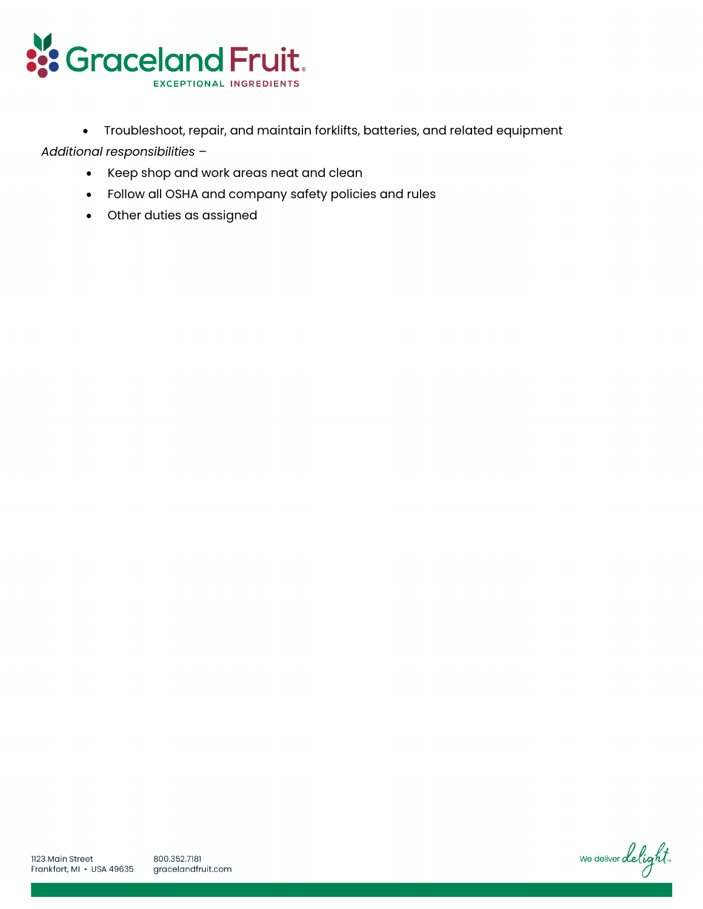- Troubleshoot, repair, and maintain forklifts, batteries, and related equipment

*Additional responsibilities* –

- Keep shop and work areas neat and clean
- Follow all OSHA and company safety policies and rules
- Other duties as assigned